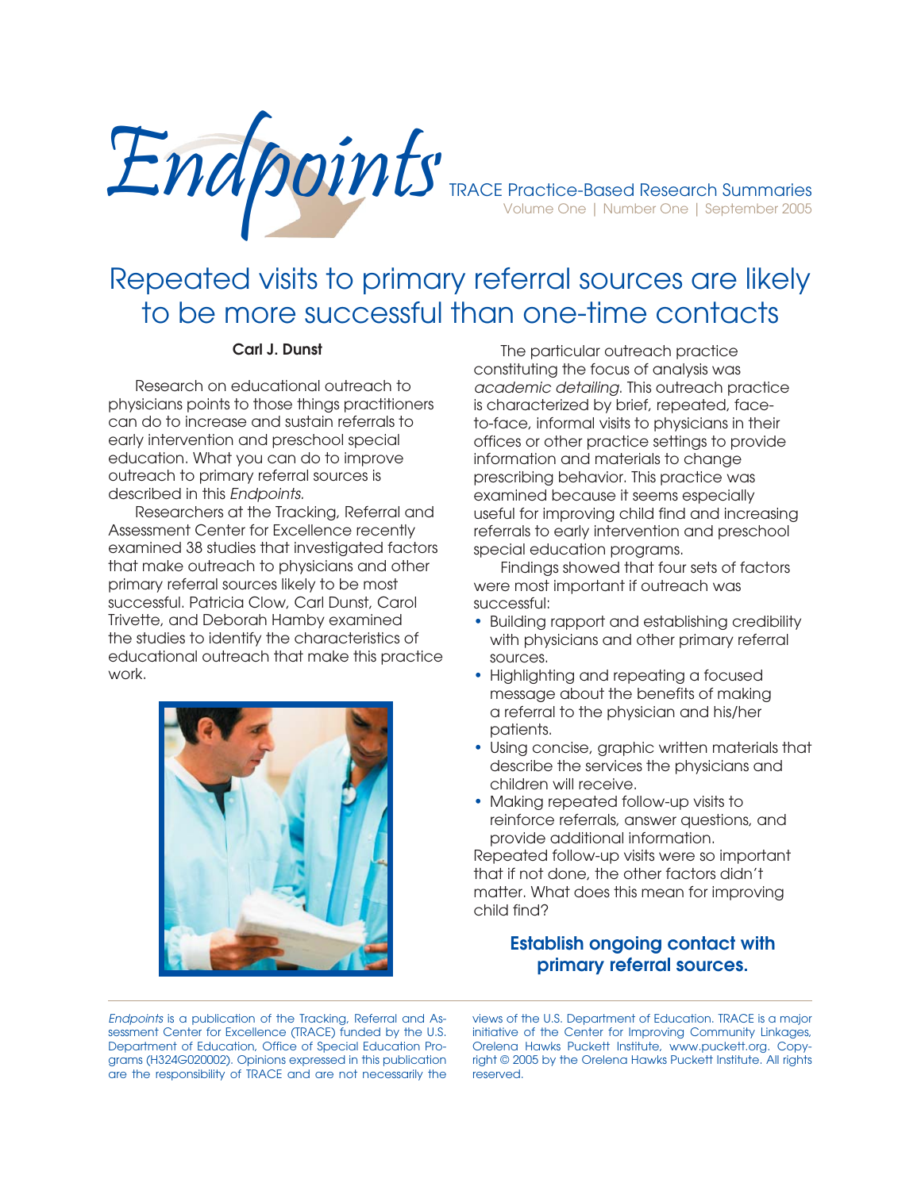# Endpoints

TRACE Practice-Based Research Summaries

Volume One | Number One | September 2005

## Repeated visits to primary referral sources are likely to be more successful than one-time contacts

**Carl J. Dunst**

Research on educational outreach to physicians points to those things practitioners can do to increase and sustain referrals to early intervention and preschool special education. What you can do to improve outreach to primary referral sources is described in this *Endpoints*.

Researchers at the Tracking, Referral and Assessment Center for Excellence recently examined 38 studies that investigated factors that make outreach to physicians and other primary referral sources likely to be most successful. Patricia Clow, Carl Dunst, Carol Trivette, and Deborah Hamby examined the studies to identify the characteristics of educational outreach that make this practice work.

The particular outreach practice constituting the focus of analysis was *academic detailing*. This outreach practice is characterized by brief, repeated, face-to-face, informal visits to physicians in their offices or other practice settings to provide information and materials to change prescribing behavior. This practice was examined because it seems especially useful for improving child find and increasing referrals to early intervention and preschool special education programs.

Findings showed that four sets of factors were most important if outreach was successful:

- Building rapport and establishing credibility with physicians and other primary referral sources.
- Highlighting and repeating a focused message about the benefits of making a referral to the physician and his/her patients.
- Using concise, graphic written materials that describe the services the physicians and children will receive.
- Making repeated follow-up visits to reinforce referrals, answer questions, and provide additional information.

Repeated follow-up visits were so important that if not done, the other factors didn't matter. What does this mean for improving child find?

**Establish ongoing contact with primary referral sources.**

*Endpoints* is a publication of the Tracking, Referral and Assessment Center for Excellence (TRACE) funded by the U.S. Department of Education, Office of Special Education Programs (H324G020002). Opinions expressed in this publication are the responsibility of TRACE and are not necessarily the views of the U.S. Department of Education. TRACE is a major initiative of the Center for Improving Community Linkages, Orelena Hawks Puckett Institute, www.puckett.org. Copyright © 2005 by the Orelena Hawks Puckett Institute. All rights reserved.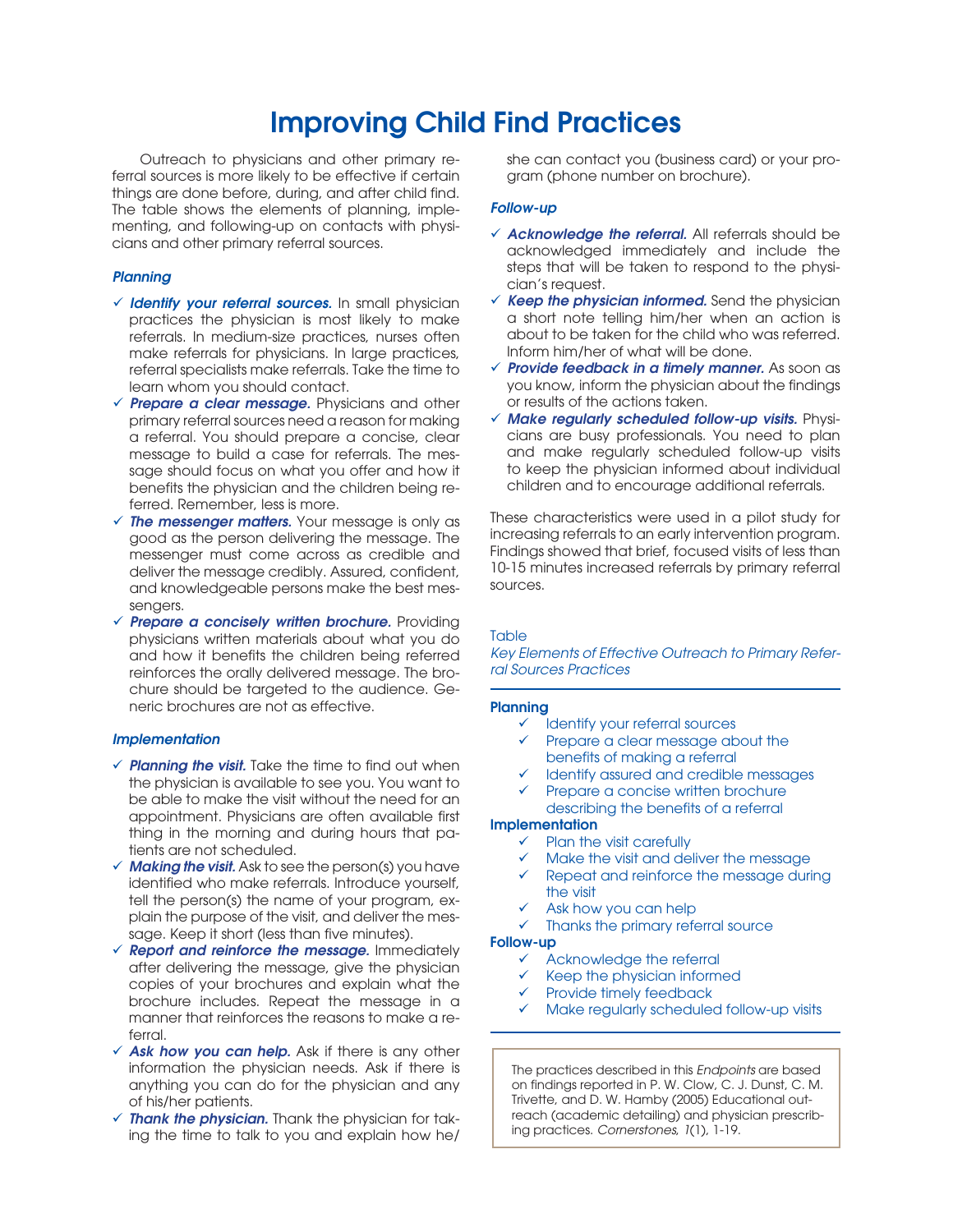# Improving Child Find Practices

Outreach to physicians and other primary referral sources is more likely to be effective if certain things are done before, during, and after child find. The table shows the elements of planning, implementing, and following-up on contacts with physicians and other primary referral sources.

### *Planning*

- ✓ ***Identify your referral sources.*** In small physician practices the physician is most likely to make referrals. In medium-size practices, nurses often make referrals for physicians. In large practices, referral specialists make referrals. Take the time to learn whom you should contact.
- ✓ ***Prepare a clear message.*** Physicians and other primary referral sources need a reason for making a referral. You should prepare a concise, clear message to build a case for referrals. The message should focus on what you offer and how it benefits the physician and the children being referred. Remember, less is more.
- ✓ ***The messenger matters.*** Your message is only as good as the person delivering the message. The messenger must come across as credible and deliver the message credibly. Assured, confident, and knowledgeable persons make the best messengers.
- ✓ ***Prepare a concisely written brochure.*** Providing physicians written materials about what you do and how it benefits the children being referred reinforces the orally delivered message. The brochure should be targeted to the audience. Generic brochures are not as effective.

### *Implementation*

- ✓ ***Planning the visit.*** Take the time to find out when the physician is available to see you. You want to be able to make the visit without the need for an appointment. Physicians are often available first thing in the morning and during hours that patients are not scheduled.
- ✓ ***Making the visit.*** Ask to see the person(s) you have identified who make referrals. Introduce yourself, tell the person(s) the name of your program, explain the purpose of the visit, and deliver the message. Keep it short (less than five minutes).
- ✓ ***Report and reinforce the message.*** Immediately after delivering the message, give the physician copies of your brochures and explain what the brochure includes. Repeat the message in a manner that reinforces the reasons to make a referral.
- ✓ ***Ask how you can help.*** Ask if there is any other information the physician needs. Ask if there is anything you can do for the physician and any of his/her patients.
- ✓ ***Thank the physician.*** Thank the physician for taking the time to talk to you and explain how he/she can contact you (business card) or your program (phone number on brochure).

### *Follow-up*

- ✓ ***Acknowledge the referral.*** All referrals should be acknowledged immediately and include the steps that will be taken to respond to the physician's request.
- ✓ ***Keep the physician informed.*** Send the physician a short note telling him/her when an action is about to be taken for the child who was referred. Inform him/her of what will be done.
- ✓ ***Provide feedback in a timely manner.*** As soon as you know, inform the physician about the findings or results of the actions taken.
- ✓ ***Make regularly scheduled follow-up visits.*** Physicians are busy professionals. You need to plan and make regularly scheduled follow-up visits to keep the physician informed about individual children and to encourage additional referrals.

These characteristics were used in a pilot study for increasing referrals to an early intervention program. Findings showed that brief, focused visits of less than 10-15 minutes increased referrals by primary referral sources.

Table

*Key Elements of Effective Outreach to Primary Referral Sources Practices*

**Planning**

- ✓ Identify your referral sources
- ✓ Prepare a clear message about the benefits of making a referral
- ✓ Identify assured and credible messages
- ✓ Prepare a concise written brochure describing the benefits of a referral

**Implementation**

- ✓ Plan the visit carefully
- ✓ Make the visit and deliver the message
- ✓ Repeat and reinforce the message during the visit
- ✓ Ask how you can help
- ✓ Thanks the primary referral source

**Follow-up**

- ✓ Acknowledge the referral
- ✓ Keep the physician informed
- ✓ Provide timely feedback
- ✓ Make regularly scheduled follow-up visits

The practices described in this *Endpoints* are based on findings reported in P. W. Clow, C. J. Dunst, C. M. Trivette, and D. W. Hamby (2005) Educational outreach (academic detailing) and physician prescribing practices. *Cornerstones, 1*(1), 1-19.